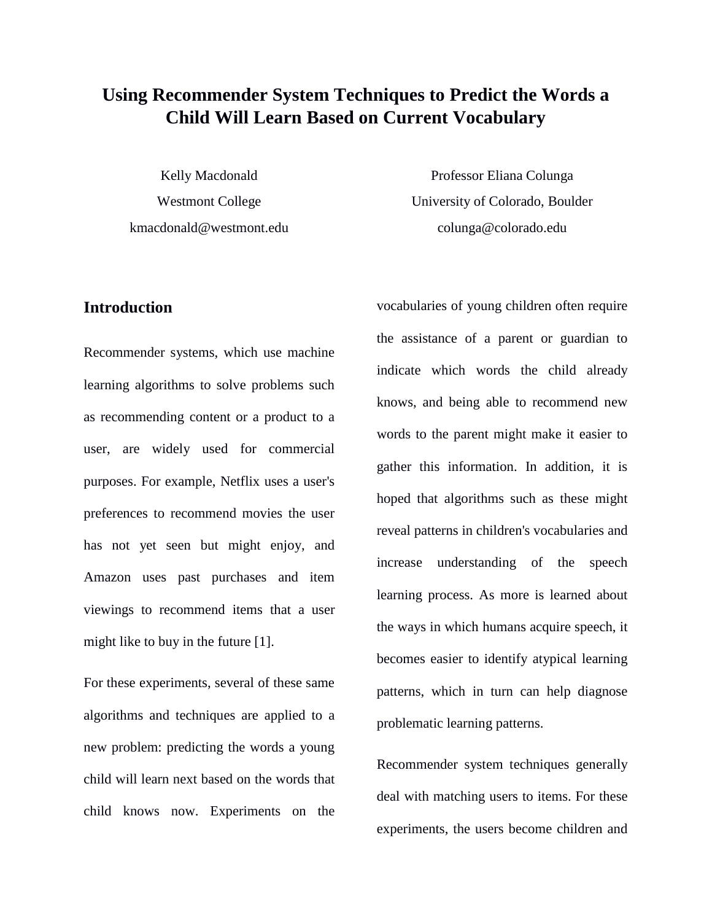# Using Recommender System Techniques to Predict the Words a Child Will Learn Based on Current Vocabulary

Kelly Macdonald
Westmont College
kmacdonald@westmont.edu

Professor Eliana Colunga
University of Colorado, Boulder
colunga@colorado.edu

## Introduction

Recommender systems, which use machine learning algorithms to solve problems such as recommending content or a product to a user, are widely used for commercial purposes. For example, Netflix uses a user's preferences to recommend movies the user has not yet seen but might enjoy, and Amazon uses past purchases and item viewings to recommend items that a user might like to buy in the future [1].

For these experiments, several of these same algorithms and techniques are applied to a new problem: predicting the words a young child will learn next based on the words that child knows now. Experiments on the vocabularies of young children often require the assistance of a parent or guardian to indicate which words the child already knows, and being able to recommend new words to the parent might make it easier to gather this information. In addition, it is hoped that algorithms such as these might reveal patterns in children's vocabularies and increase understanding of the speech learning process. As more is learned about the ways in which humans acquire speech, it becomes easier to identify atypical learning patterns, which in turn can help diagnose problematic learning patterns.

Recommender system techniques generally deal with matching users to items. For these experiments, the users become children and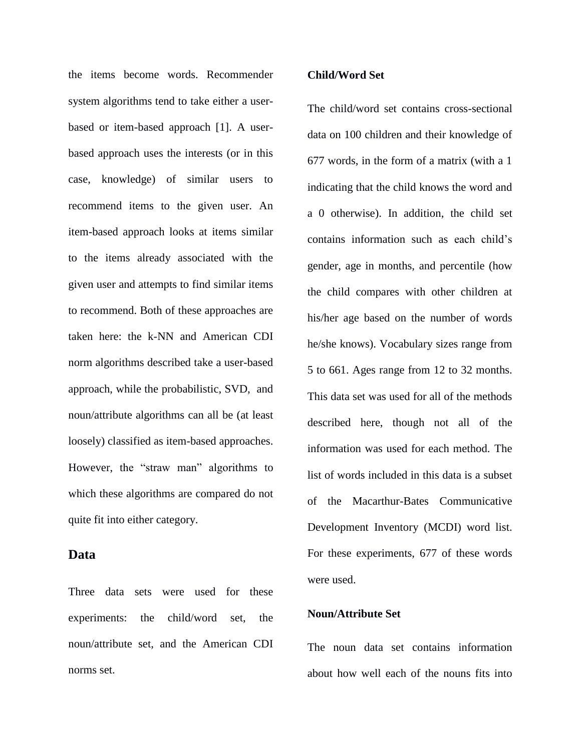the items become words. Recommender system algorithms tend to take either a user-based or item-based approach [1]. A user-based approach uses the interests (or in this case, knowledge) of similar users to recommend items to the given user. An item-based approach looks at items similar to the items already associated with the given user and attempts to find similar items to recommend. Both of these approaches are taken here: the k-NN and American CDI norm algorithms described take a user-based approach, while the probabilistic, SVD, and noun/attribute algorithms can all be (at least loosely) classified as item-based approaches. However, the "straw man" algorithms to which these algorithms are compared do not quite fit into either category.

## Data

Three data sets were used for these experiments: the child/word set, the noun/attribute set, and the American CDI norms set.

### Child/Word Set

The child/word set contains cross-sectional data on 100 children and their knowledge of 677 words, in the form of a matrix (with a 1 indicating that the child knows the word and a 0 otherwise). In addition, the child set contains information such as each child's gender, age in months, and percentile (how the child compares with other children at his/her age based on the number of words he/she knows). Vocabulary sizes range from 5 to 661. Ages range from 12 to 32 months. This data set was used for all of the methods described here, though not all of the information was used for each method. The list of words included in this data is a subset of the Macarthur-Bates Communicative Development Inventory (MCDI) word list. For these experiments, 677 of these words were used.

### Noun/Attribute Set

The noun data set contains information about how well each of the nouns fits into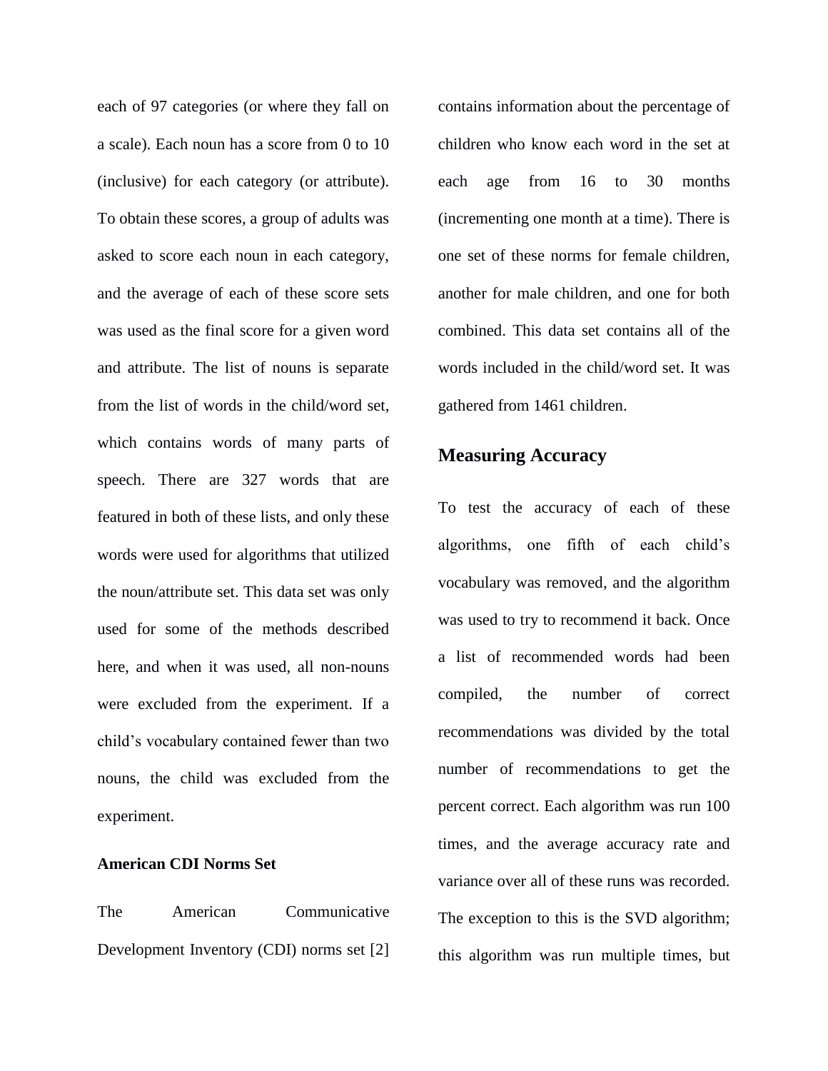each of 97 categories (or where they fall on a scale). Each noun has a score from 0 to 10 (inclusive) for each category (or attribute). To obtain these scores, a group of adults was asked to score each noun in each category, and the average of each of these score sets was used as the final score for a given word and attribute. The list of nouns is separate from the list of words in the child/word set, which contains words of many parts of speech. There are 327 words that are featured in both of these lists, and only these words were used for algorithms that utilized the noun/attribute set. This data set was only used for some of the methods described here, and when it was used, all non-nouns were excluded from the experiment. If a child's vocabulary contained fewer than two nouns, the child was excluded from the experiment.

### American CDI Norms Set

The American Communicative Development Inventory (CDI) norms set [2] contains information about the percentage of children who know each word in the set at each age from 16 to 30 months (incrementing one month at a time). There is one set of these norms for female children, another for male children, and one for both combined. This data set contains all of the words included in the child/word set. It was gathered from 1461 children.

## Measuring Accuracy

To test the accuracy of each of these algorithms, one fifth of each child's vocabulary was removed, and the algorithm was used to try to recommend it back. Once a list of recommended words had been compiled, the number of correct recommendations was divided by the total number of recommendations to get the percent correct. Each algorithm was run 100 times, and the average accuracy rate and variance over all of these runs was recorded. The exception to this is the SVD algorithm; this algorithm was run multiple times, but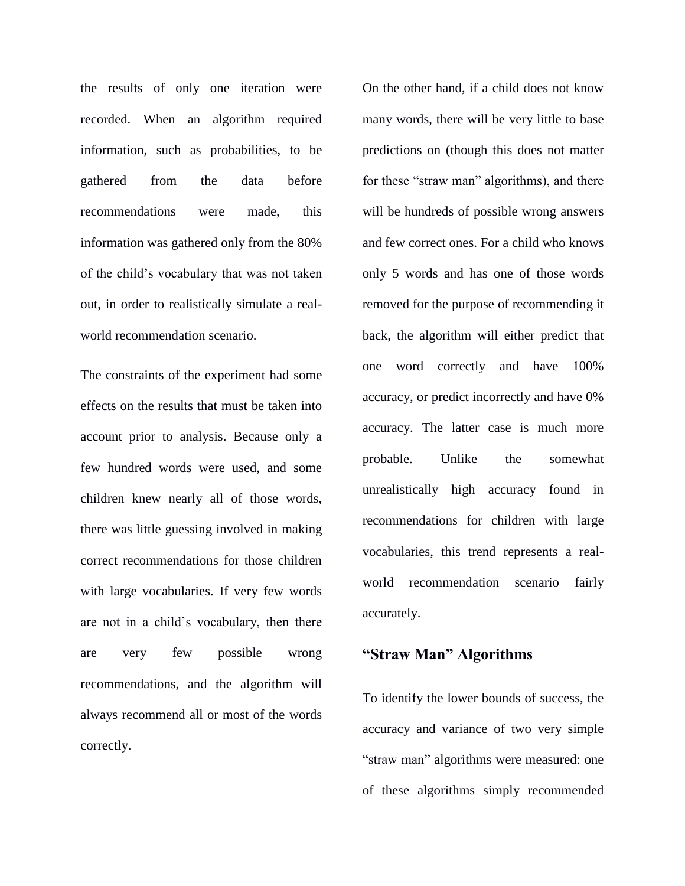the results of only one iteration were recorded. When an algorithm required information, such as probabilities, to be gathered from the data before recommendations were made, this information was gathered only from the 80% of the child's vocabulary that was not taken out, in order to realistically simulate a real-world recommendation scenario.

The constraints of the experiment had some effects on the results that must be taken into account prior to analysis. Because only a few hundred words were used, and some children knew nearly all of those words, there was little guessing involved in making correct recommendations for those children with large vocabularies. If very few words are not in a child's vocabulary, then there are very few possible wrong recommendations, and the algorithm will always recommend all or most of the words correctly.

On the other hand, if a child does not know many words, there will be very little to base predictions on (though this does not matter for these "straw man" algorithms), and there will be hundreds of possible wrong answers and few correct ones. For a child who knows only 5 words and has one of those words removed for the purpose of recommending it back, the algorithm will either predict that one word correctly and have 100% accuracy, or predict incorrectly and have 0% accuracy. The latter case is much more probable. Unlike the somewhat unrealistically high accuracy found in recommendations for children with large vocabularies, this trend represents a real-world recommendation scenario fairly accurately.

## "Straw Man" Algorithms

To identify the lower bounds of success, the accuracy and variance of two very simple "straw man" algorithms were measured: one of these algorithms simply recommended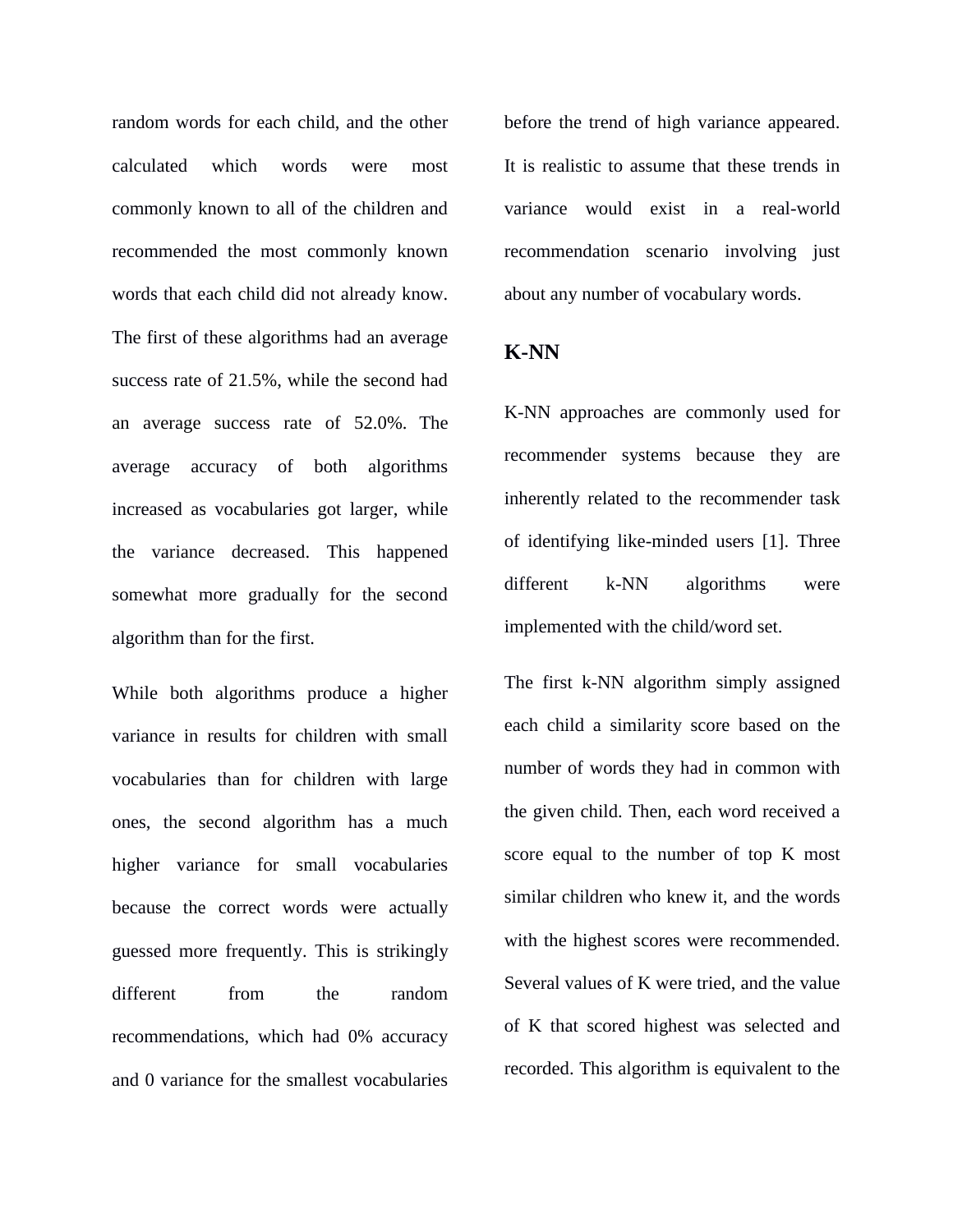random words for each child, and the other calculated which words were most commonly known to all of the children and recommended the most commonly known words that each child did not already know. The first of these algorithms had an average success rate of 21.5%, while the second had an average success rate of 52.0%. The average accuracy of both algorithms increased as vocabularies got larger, while the variance decreased. This happened somewhat more gradually for the second algorithm than for the first.

While both algorithms produce a higher variance in results for children with small vocabularies than for children with large ones, the second algorithm has a much higher variance for small vocabularies because the correct words were actually guessed more frequently. This is strikingly different from the random recommendations, which had 0% accuracy and 0 variance for the smallest vocabularies before the trend of high variance appeared. It is realistic to assume that these trends in variance would exist in a real-world recommendation scenario involving just about any number of vocabulary words.

## K-NN

K-NN approaches are commonly used for recommender systems because they are inherently related to the recommender task of identifying like-minded users [1]. Three different k-NN algorithms were implemented with the child/word set.

The first k-NN algorithm simply assigned each child a similarity score based on the number of words they had in common with the given child. Then, each word received a score equal to the number of top K most similar children who knew it, and the words with the highest scores were recommended. Several values of K were tried, and the value of K that scored highest was selected and recorded. This algorithm is equivalent to the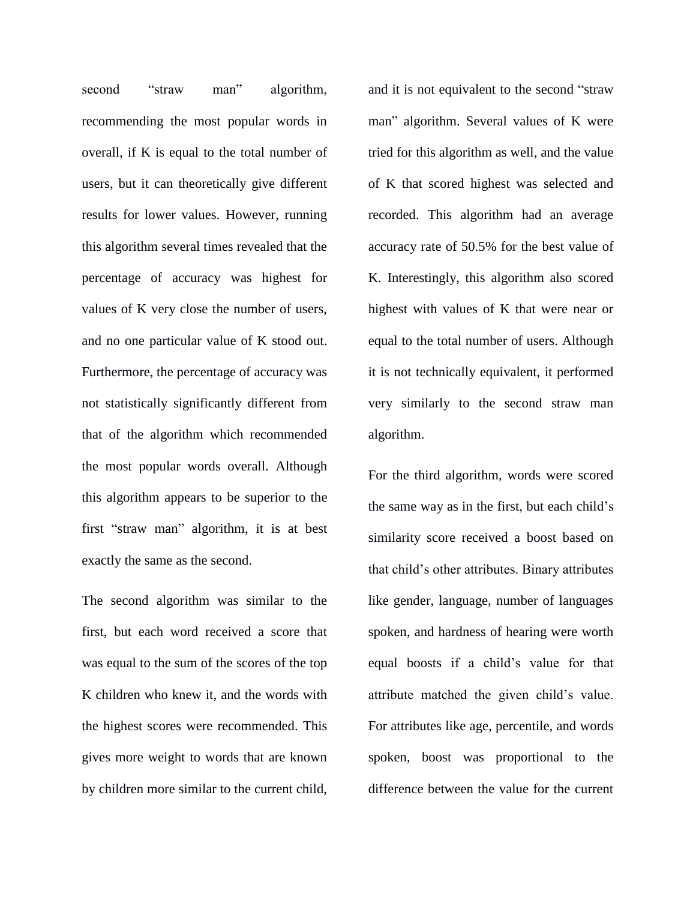second "straw man" algorithm, recommending the most popular words in overall, if K is equal to the total number of users, but it can theoretically give different results for lower values. However, running this algorithm several times revealed that the percentage of accuracy was highest for values of K very close the number of users, and no one particular value of K stood out. Furthermore, the percentage of accuracy was not statistically significantly different from that of the algorithm which recommended the most popular words overall. Although this algorithm appears to be superior to the first "straw man" algorithm, it is at best exactly the same as the second.

The second algorithm was similar to the first, but each word received a score that was equal to the sum of the scores of the top K children who knew it, and the words with the highest scores were recommended. This gives more weight to words that are known by children more similar to the current child, and it is not equivalent to the second "straw man" algorithm. Several values of K were tried for this algorithm as well, and the value of K that scored highest was selected and recorded. This algorithm had an average accuracy rate of 50.5% for the best value of K. Interestingly, this algorithm also scored highest with values of K that were near or equal to the total number of users. Although it is not technically equivalent, it performed very similarly to the second straw man algorithm.

For the third algorithm, words were scored the same way as in the first, but each child's similarity score received a boost based on that child's other attributes. Binary attributes like gender, language, number of languages spoken, and hardness of hearing were worth equal boosts if a child's value for that attribute matched the given child's value. For attributes like age, percentile, and words spoken, boost was proportional to the difference between the value for the current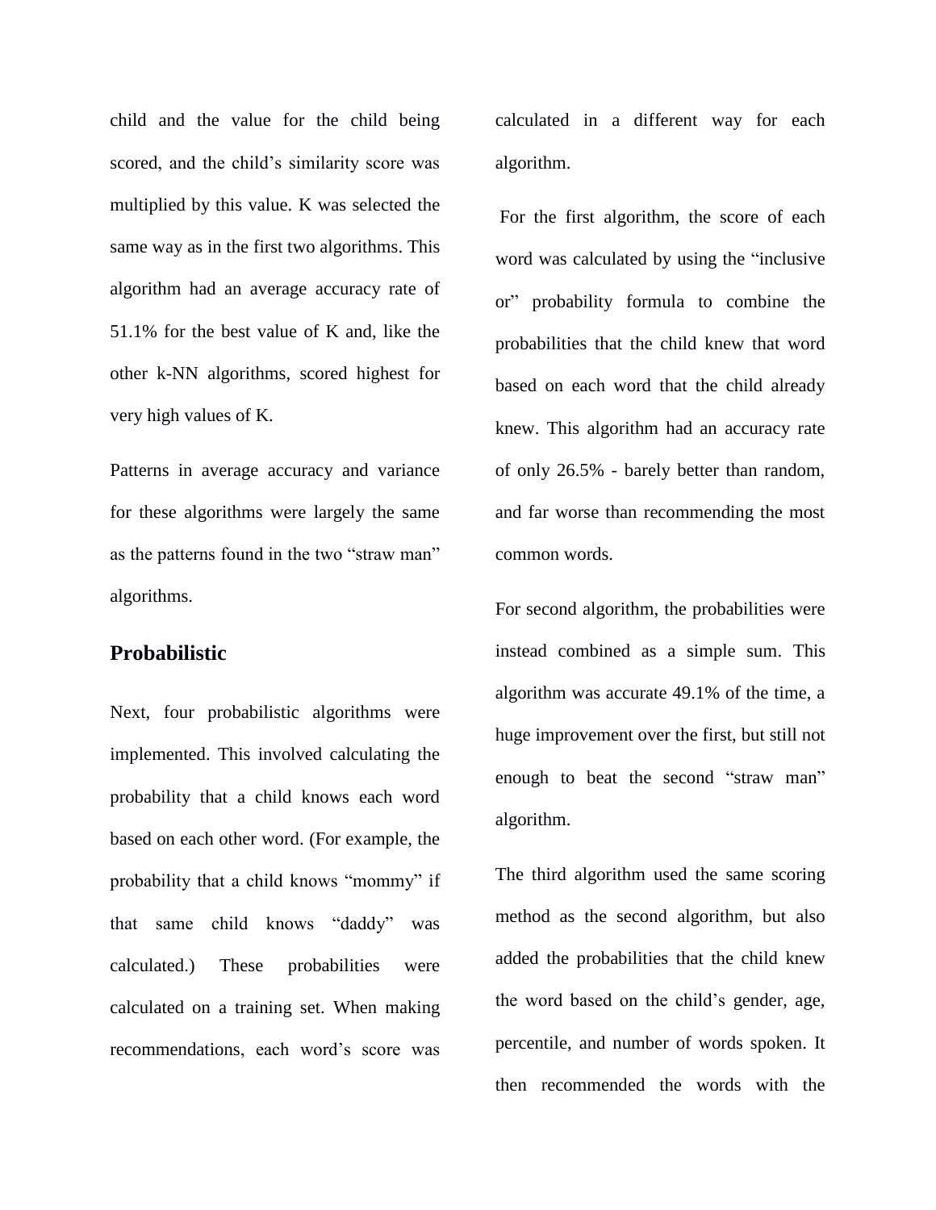child and the value for the child being scored, and the child's similarity score was multiplied by this value. K was selected the same way as in the first two algorithms. This algorithm had an average accuracy rate of 51.1% for the best value of K and, like the other k-NN algorithms, scored highest for very high values of K.

Patterns in average accuracy and variance for these algorithms were largely the same as the patterns found in the two "straw man" algorithms.

## Probabilistic

Next, four probabilistic algorithms were implemented. This involved calculating the probability that a child knows each word based on each other word. (For example, the probability that a child knows "mommy" if that same child knows "daddy" was calculated.) These probabilities were calculated on a training set. When making recommendations, each word's score was calculated in a different way for each algorithm.

For the first algorithm, the score of each word was calculated by using the "inclusive or" probability formula to combine the probabilities that the child knew that word based on each word that the child already knew. This algorithm had an accuracy rate of only 26.5% - barely better than random, and far worse than recommending the most common words.

For second algorithm, the probabilities were instead combined as a simple sum. This algorithm was accurate 49.1% of the time, a huge improvement over the first, but still not enough to beat the second "straw man" algorithm.

The third algorithm used the same scoring method as the second algorithm, but also added the probabilities that the child knew the word based on the child's gender, age, percentile, and number of words spoken. It then recommended the words with the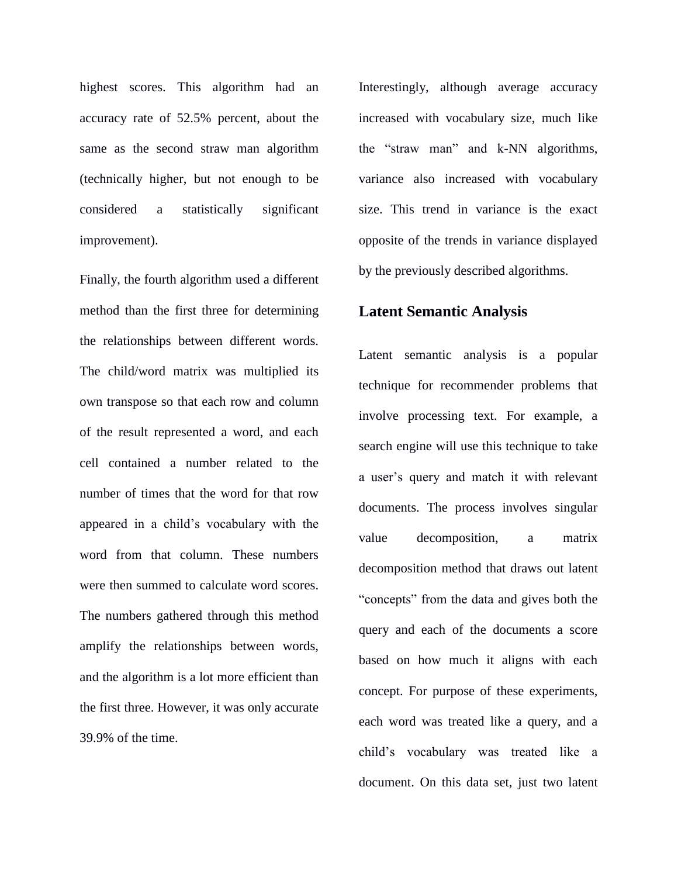highest scores. This algorithm had an accuracy rate of 52.5% percent, about the same as the second straw man algorithm (technically higher, but not enough to be considered a statistically significant improvement).

Finally, the fourth algorithm used a different method than the first three for determining the relationships between different words. The child/word matrix was multiplied its own transpose so that each row and column of the result represented a word, and each cell contained a number related to the number of times that the word for that row appeared in a child's vocabulary with the word from that column. These numbers were then summed to calculate word scores. The numbers gathered through this method amplify the relationships between words, and the algorithm is a lot more efficient than the first three. However, it was only accurate 39.9% of the time.

Interestingly, although average accuracy increased with vocabulary size, much like the "straw man" and k-NN algorithms, variance also increased with vocabulary size. This trend in variance is the exact opposite of the trends in variance displayed by the previously described algorithms.

## Latent Semantic Analysis

Latent semantic analysis is a popular technique for recommender problems that involve processing text. For example, a search engine will use this technique to take a user's query and match it with relevant documents. The process involves singular value decomposition, a matrix decomposition method that draws out latent "concepts" from the data and gives both the query and each of the documents a score based on how much it aligns with each concept. For purpose of these experiments, each word was treated like a query, and a child's vocabulary was treated like a document. On this data set, just two latent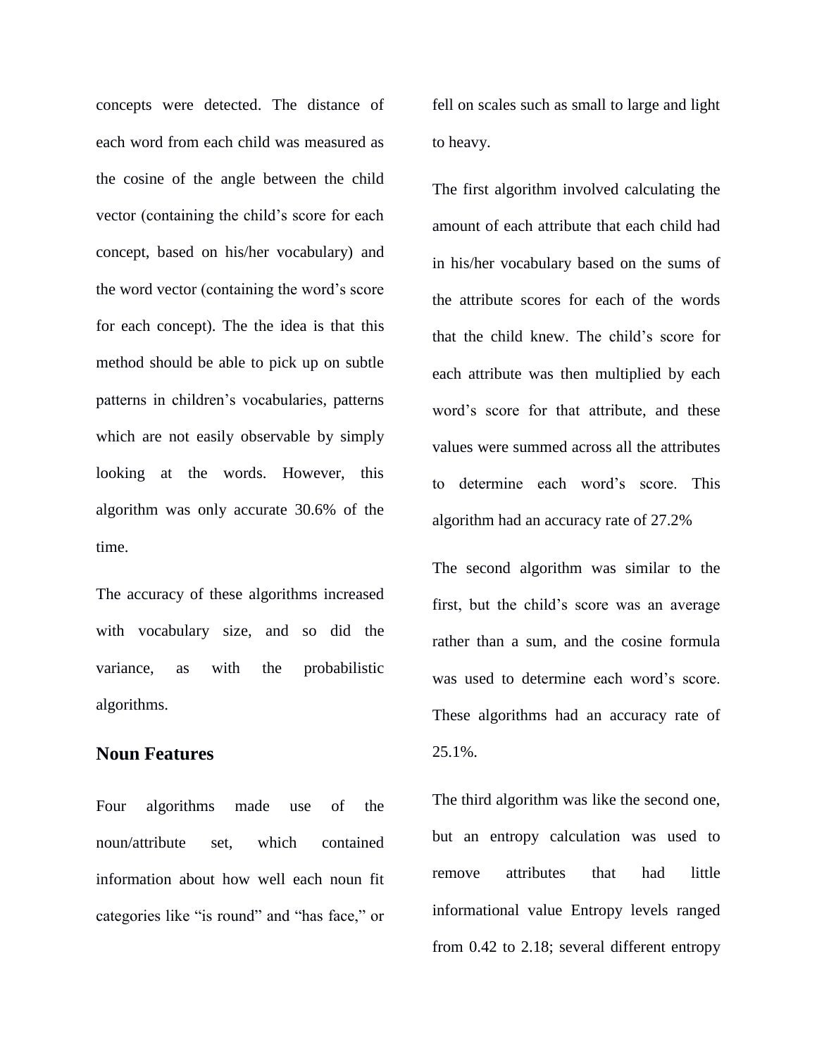concepts were detected. The distance of each word from each child was measured as the cosine of the angle between the child vector (containing the child's score for each concept, based on his/her vocabulary) and the word vector (containing the word's score for each concept). The the idea is that this method should be able to pick up on subtle patterns in children's vocabularies, patterns which are not easily observable by simply looking at the words. However, this algorithm was only accurate 30.6% of the time.

The accuracy of these algorithms increased with vocabulary size, and so did the variance, as with the probabilistic algorithms.

## Noun Features

Four algorithms made use of the noun/attribute set, which contained information about how well each noun fit categories like "is round" and "has face," or fell on scales such as small to large and light to heavy.

The first algorithm involved calculating the amount of each attribute that each child had in his/her vocabulary based on the sums of the attribute scores for each of the words that the child knew. The child's score for each attribute was then multiplied by each word's score for that attribute, and these values were summed across all the attributes to determine each word's score. This algorithm had an accuracy rate of 27.2%

The second algorithm was similar to the first, but the child's score was an average rather than a sum, and the cosine formula was used to determine each word's score. These algorithms had an accuracy rate of 25.1%.

The third algorithm was like the second one, but an entropy calculation was used to remove attributes that had little informational value Entropy levels ranged from 0.42 to 2.18; several different entropy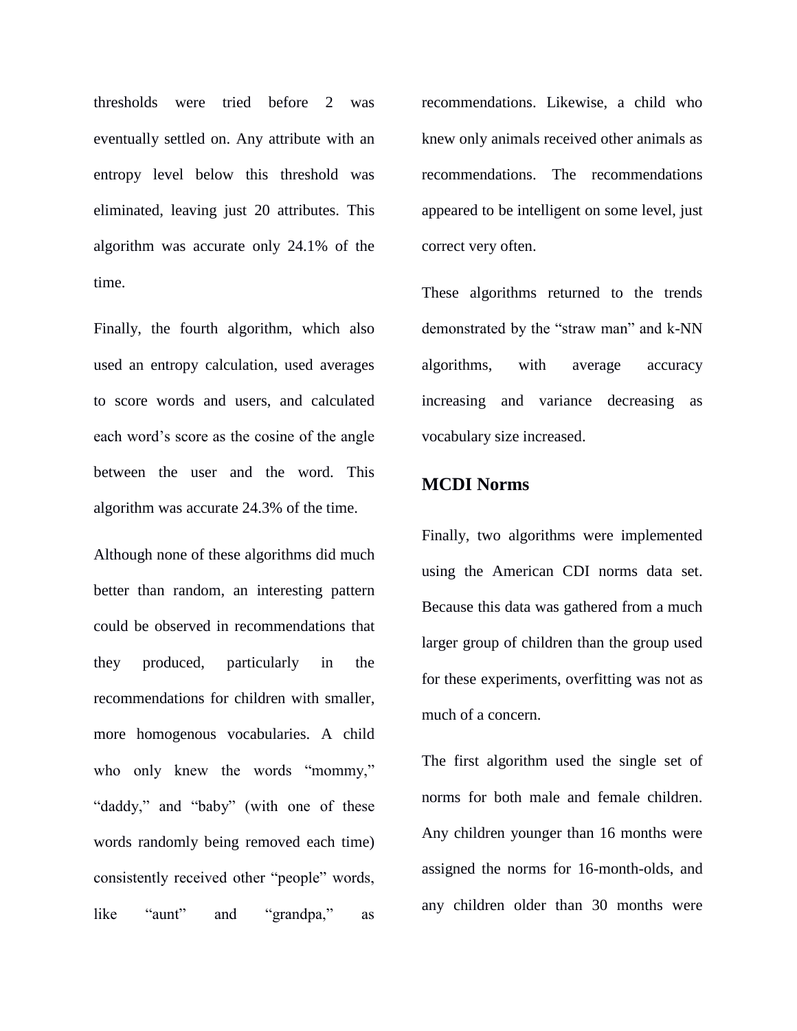thresholds were tried before 2 was eventually settled on. Any attribute with an entropy level below this threshold was eliminated, leaving just 20 attributes. This algorithm was accurate only 24.1% of the time.

Finally, the fourth algorithm, which also used an entropy calculation, used averages to score words and users, and calculated each word's score as the cosine of the angle between the user and the word. This algorithm was accurate 24.3% of the time.

Although none of these algorithms did much better than random, an interesting pattern could be observed in recommendations that they produced, particularly in the recommendations for children with smaller, more homogenous vocabularies. A child who only knew the words "mommy," "daddy," and "baby" (with one of these words randomly being removed each time) consistently received other "people" words, like "aunt" and "grandpa," as recommendations. Likewise, a child who knew only animals received other animals as recommendations. The recommendations appeared to be intelligent on some level, just correct very often.

These algorithms returned to the trends demonstrated by the "straw man" and k-NN algorithms, with average accuracy increasing and variance decreasing as vocabulary size increased.

## MCDI Norms

Finally, two algorithms were implemented using the American CDI norms data set. Because this data was gathered from a much larger group of children than the group used for these experiments, overfitting was not as much of a concern.

The first algorithm used the single set of norms for both male and female children. Any children younger than 16 months were assigned the norms for 16-month-olds, and any children older than 30 months were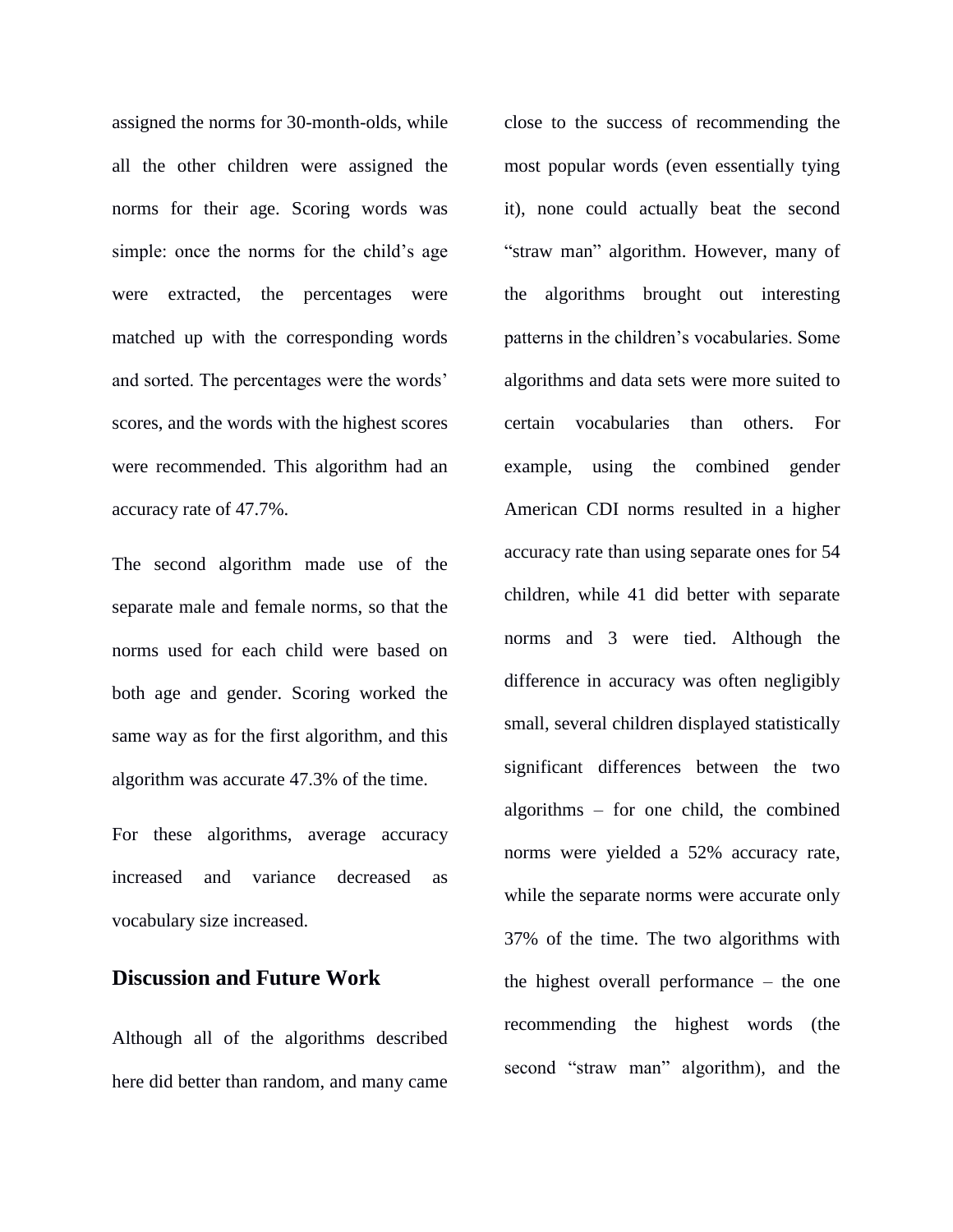assigned the norms for 30-month-olds, while all the other children were assigned the norms for their age. Scoring words was simple: once the norms for the child's age were extracted, the percentages were matched up with the corresponding words and sorted. The percentages were the words' scores, and the words with the highest scores were recommended. This algorithm had an accuracy rate of 47.7%.

The second algorithm made use of the separate male and female norms, so that the norms used for each child were based on both age and gender. Scoring worked the same way as for the first algorithm, and this algorithm was accurate 47.3% of the time.

For these algorithms, average accuracy increased and variance decreased as vocabulary size increased.

## Discussion and Future Work

Although all of the algorithms described here did better than random, and many came close to the success of recommending the most popular words (even essentially tying it), none could actually beat the second "straw man" algorithm. However, many of the algorithms brought out interesting patterns in the children's vocabularies. Some algorithms and data sets were more suited to certain vocabularies than others. For example, using the combined gender American CDI norms resulted in a higher accuracy rate than using separate ones for 54 children, while 41 did better with separate norms and 3 were tied. Although the difference in accuracy was often negligibly small, several children displayed statistically significant differences between the two algorithms – for one child, the combined norms were yielded a 52% accuracy rate, while the separate norms were accurate only 37% of the time. The two algorithms with the highest overall performance – the one recommending the highest words (the second "straw man" algorithm), and the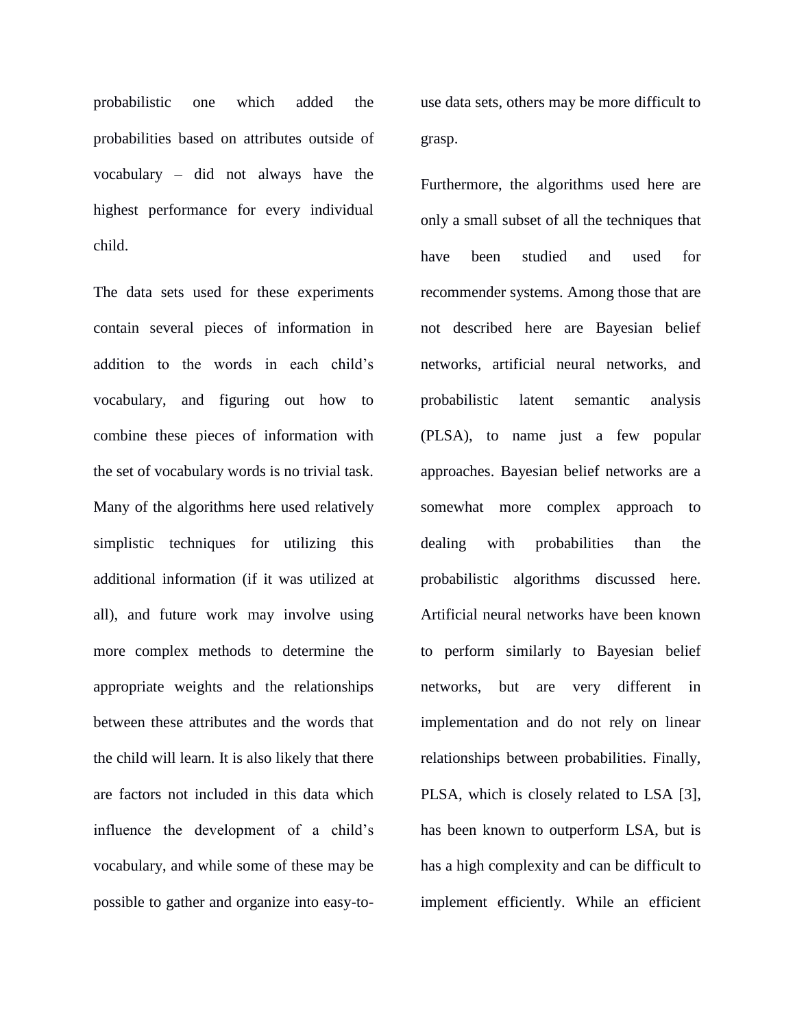probabilistic one which added the probabilities based on attributes outside of vocabulary – did not always have the highest performance for every individual child.

The data sets used for these experiments contain several pieces of information in addition to the words in each child's vocabulary, and figuring out how to combine these pieces of information with the set of vocabulary words is no trivial task. Many of the algorithms here used relatively simplistic techniques for utilizing this additional information (if it was utilized at all), and future work may involve using more complex methods to determine the appropriate weights and the relationships between these attributes and the words that the child will learn. It is also likely that there are factors not included in this data which influence the development of a child's vocabulary, and while some of these may be possible to gather and organize into easy-to-use data sets, others may be more difficult to grasp.

Furthermore, the algorithms used here are only a small subset of all the techniques that have been studied and used for recommender systems. Among those that are not described here are Bayesian belief networks, artificial neural networks, and probabilistic latent semantic analysis (PLSA), to name just a few popular approaches. Bayesian belief networks are a somewhat more complex approach to dealing with probabilities than the probabilistic algorithms discussed here. Artificial neural networks have been known to perform similarly to Bayesian belief networks, but are very different in implementation and do not rely on linear relationships between probabilities. Finally, PLSA, which is closely related to LSA [3], has been known to outperform LSA, but is has a high complexity and can be difficult to implement efficiently. While an efficient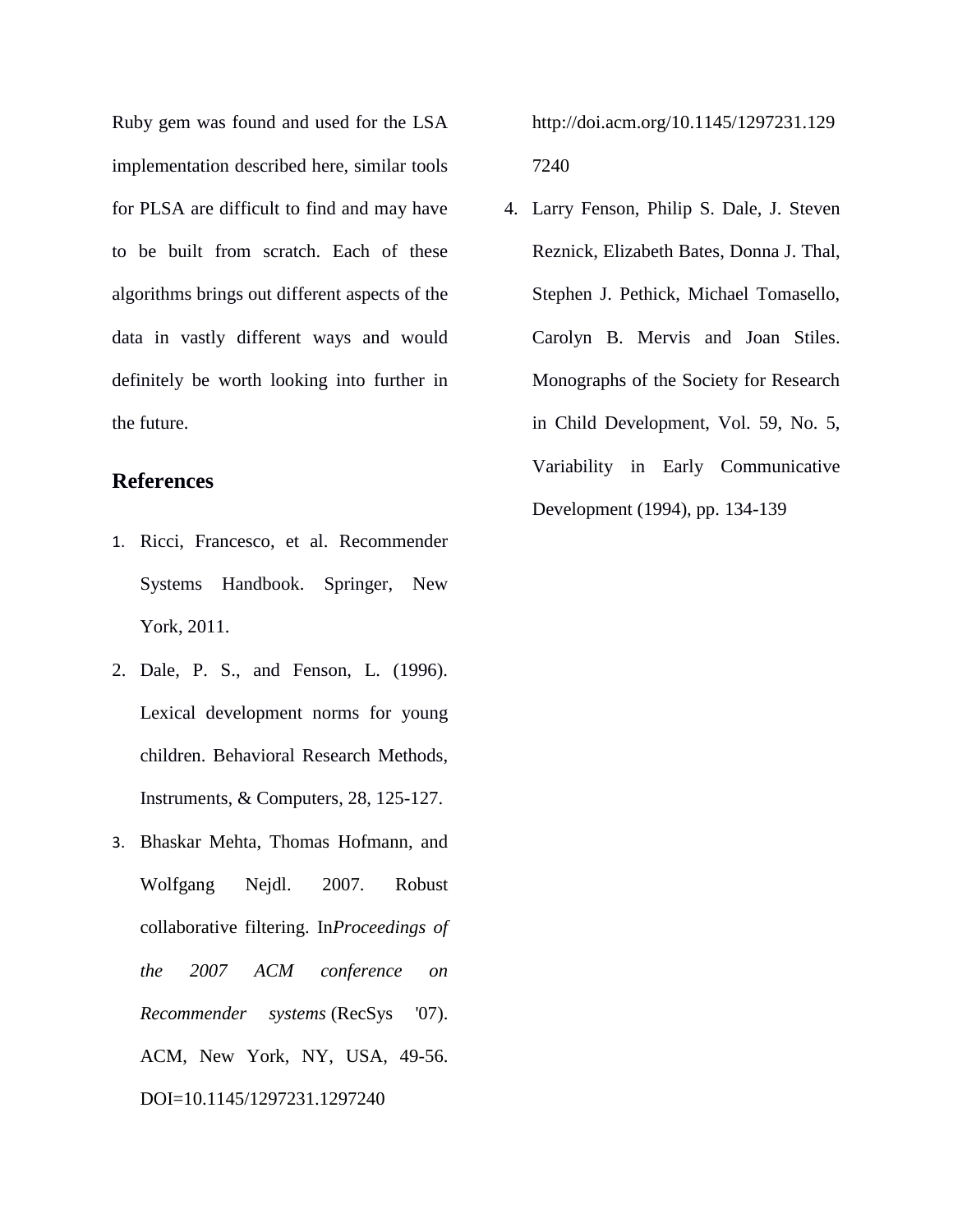Ruby gem was found and used for the LSA implementation described here, similar tools for PLSA are difficult to find and may have to be built from scratch. Each of these algorithms brings out different aspects of the data in vastly different ways and would definitely be worth looking into further in the future.

## References

1. Ricci, Francesco, et al. Recommender Systems Handbook. Springer, New York, 2011.
2. Dale, P. S., and Fenson, L. (1996). Lexical development norms for young children. Behavioral Research Methods, Instruments, & Computers, 28, 125-127.
3. Bhaskar Mehta, Thomas Hofmann, and Wolfgang Nejdl. 2007. Robust collaborative filtering. In*Proceedings of the 2007 ACM conference on Recommender systems* (RecSys '07). ACM, New York, NY, USA, 49-56. DOI=10.1145/1297231.1297240 http://doi.acm.org/10.1145/1297231.1297240
4. Larry Fenson, Philip S. Dale, J. Steven Reznick, Elizabeth Bates, Donna J. Thal, Stephen J. Pethick, Michael Tomasello, Carolyn B. Mervis and Joan Stiles. Monographs of the Society for Research in Child Development, Vol. 59, No. 5, Variability in Early Communicative Development (1994), pp. 134-139